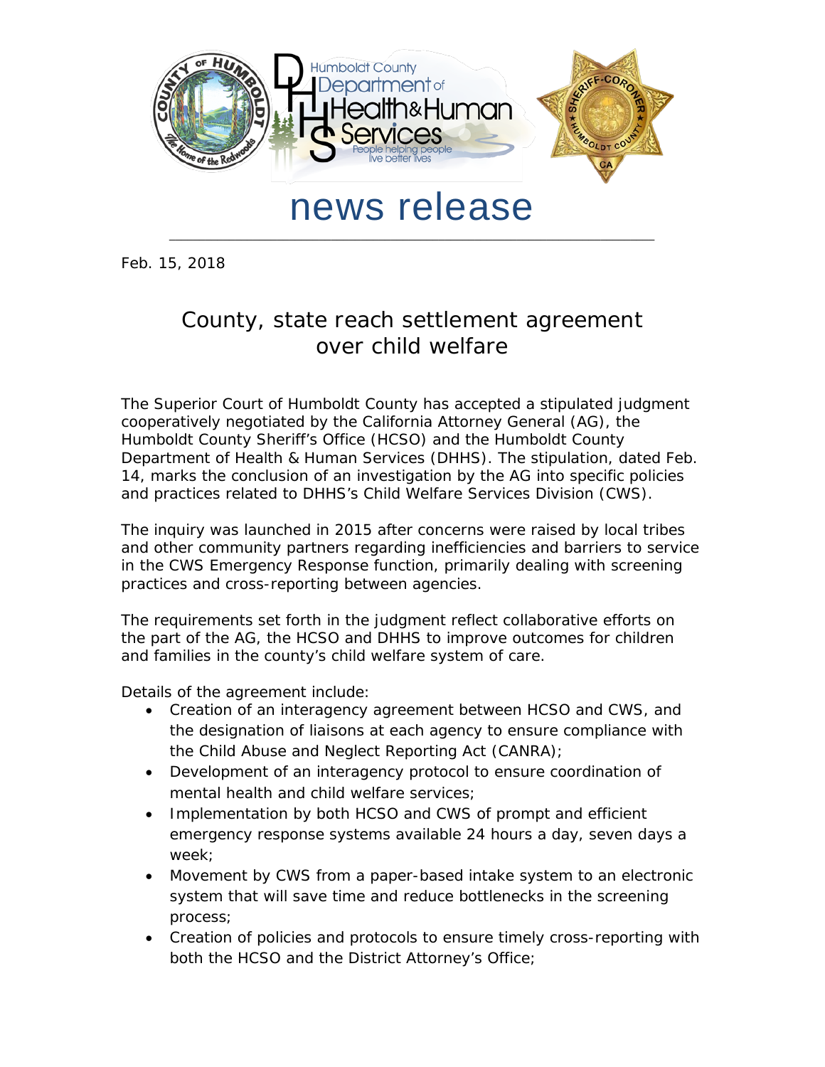# news release

Feb. 15, 2018

## County, state reach settlement agreement over child welfare

The Superior Court of Humboldt County has accepted a stipulated judgment cooperatively negotiated by the California Attorney General (AG), the Humboldt County Sheriff's Office (HCSO) and the Humboldt County Department of Health & Human Services (DHHS). The stipulation, dated Feb. 14, marks the conclusion of an investigation by the AG into specific policies and practices related to DHHS's Child Welfare Services Division (CWS).

The inquiry was launched in 2015 after concerns were raised by local tribes and other community partners regarding inefficiencies and barriers to service in the CWS Emergency Response function, primarily dealing with screening practices and cross-reporting between agencies.

The requirements set forth in the judgment reflect collaborative efforts on the part of the AG, the HCSO and DHHS to improve outcomes for children and families in the county's child welfare system of care.

Details of the agreement include:

- Creation of an interagency agreement between HCSO and CWS, and the designation of liaisons at each agency to ensure compliance with the Child Abuse and Neglect Reporting Act (CANRA);
- Development of an interagency protocol to ensure coordination of mental health and child welfare services;
- Implementation by both HCSO and CWS of prompt and efficient emergency response systems available 24 hours a day, seven days a week;
- Movement by CWS from a paper-based intake system to an electronic system that will save time and reduce bottlenecks in the screening process;
- Creation of policies and protocols to ensure timely cross-reporting with both the HCSO and the District Attorney's Office;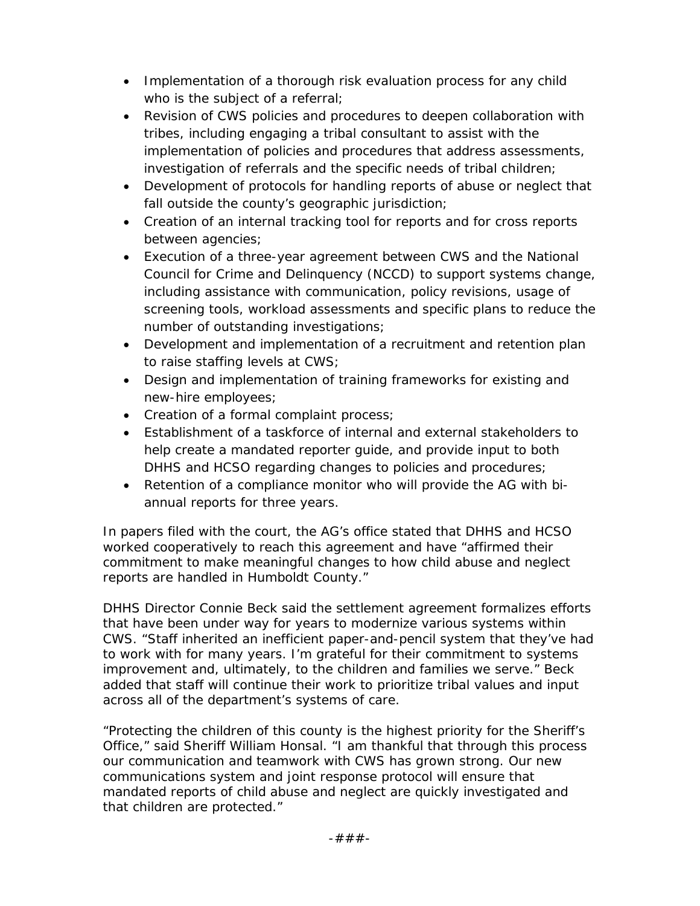- Implementation of a thorough risk evaluation process for any child who is the subject of a referral;
- Revision of CWS policies and procedures to deepen collaboration with tribes, including engaging a tribal consultant to assist with the implementation of policies and procedures that address assessments, investigation of referrals and the specific needs of tribal children;
- Development of protocols for handling reports of abuse or neglect that fall outside the county's geographic jurisdiction;
- Creation of an internal tracking tool for reports and for cross reports between agencies;
- Execution of a three-year agreement between CWS and the National Council for Crime and Delinquency (NCCD) to support systems change, including assistance with communication, policy revisions, usage of screening tools, workload assessments and specific plans to reduce the number of outstanding investigations;
- Development and implementation of a recruitment and retention plan to raise staffing levels at CWS;
- Design and implementation of training frameworks for existing and new-hire employees;
- Creation of a formal complaint process;
- Establishment of a taskforce of internal and external stakeholders to help create a mandated reporter guide, and provide input to both DHHS and HCSO regarding changes to policies and procedures;
- Retention of a compliance monitor who will provide the AG with bi-annual reports for three years.

In papers filed with the court, the AG's office stated that DHHS and HCSO worked cooperatively to reach this agreement and have "affirmed their commitment to make meaningful changes to how child abuse and neglect reports are handled in Humboldt County."

DHHS Director Connie Beck said the settlement agreement formalizes efforts that have been under way for years to modernize various systems within CWS. "Staff inherited an inefficient paper-and-pencil system that they've had to work with for many years. I'm grateful for their commitment to systems improvement and, ultimately, to the children and families we serve." Beck added that staff will continue their work to prioritize tribal values and input across all of the department's systems of care.

"Protecting the children of this county is the highest priority for the Sheriff's Office," said Sheriff William Honsal. "I am thankful that through this process our communication and teamwork with CWS has grown strong. Our new communications system and joint response protocol will ensure that mandated reports of child abuse and neglect are quickly investigated and that children are protected."

-###-